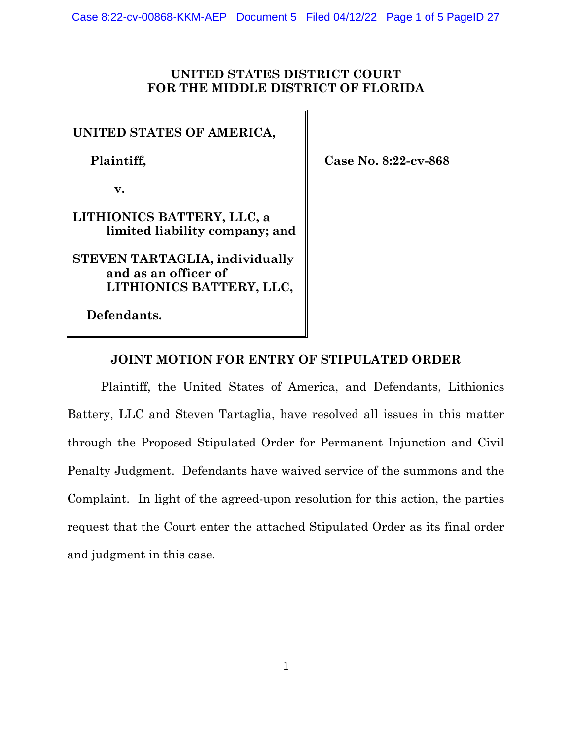**UNITED STATES DISTRICT COURT**
**FOR THE MIDDLE DISTRICT OF FLORIDA**

| | |
|---|---|
| **UNITED STATES OF AMERICA,**<br><br>**Plaintiff,**<br><br>**v.**<br><br>**LITHIONICS BATTERY, LLC, a limited liability company; and**<br><br>**STEVEN TARTAGLIA, individually and as an officer of LITHIONICS BATTERY, LLC,**<br><br>**Defendants.** | **Case No. 8:22-cv-868** |

## JOINT MOTION FOR ENTRY OF STIPULATED ORDER

Plaintiff, the United States of America, and Defendants, Lithionics Battery, LLC and Steven Tartaglia, have resolved all issues in this matter through the Proposed Stipulated Order for Permanent Injunction and Civil Penalty Judgment. Defendants have waived service of the summons and the Complaint. In light of the agreed-upon resolution for this action, the parties request that the Court enter the attached Stipulated Order as its final order and judgment in this case.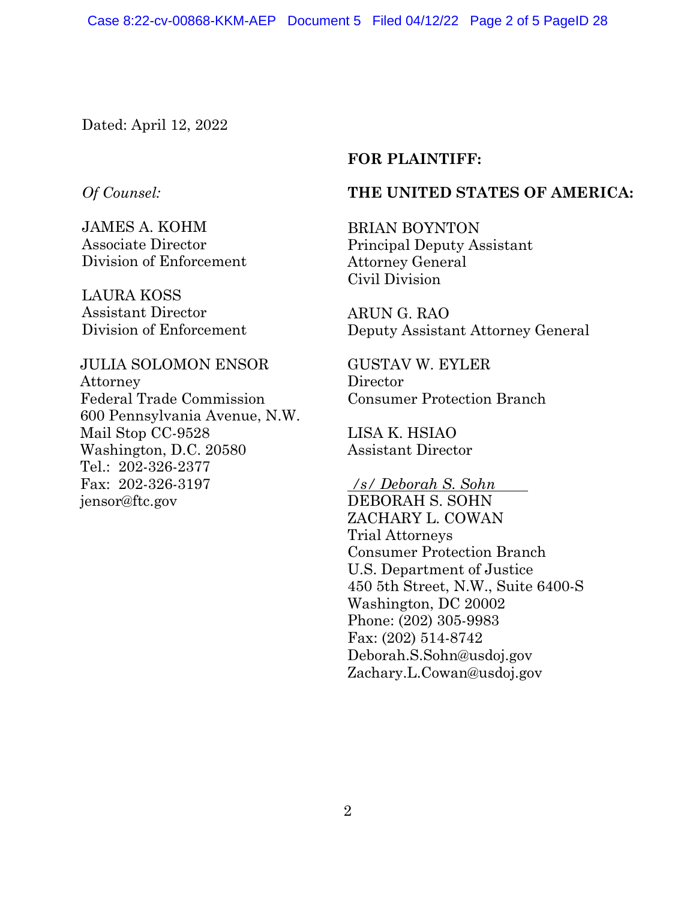Dated: April 12, 2022

**FOR PLAINTIFF:**

**THE UNITED STATES OF AMERICA:**

BRIAN BOYNTON
Principal Deputy Assistant
Attorney General
Civil Division

ARUN G. RAO
Deputy Assistant Attorney General

GUSTAV W. EYLER
Director
Consumer Protection Branch

LISA K. HSIAO
Assistant Director

*/s/ Deborah S. Sohn*
DEBORAH S. SOHN
ZACHARY L. COWAN
Trial Attorneys
Consumer Protection Branch
U.S. Department of Justice
450 5th Street, N.W., Suite 6400-S
Washington, DC 20002
Phone: (202) 305-9983
Fax: (202) 514-8742
Deborah.S.Sohn@usdoj.gov
Zachary.L.Cowan@usdoj.gov

*Of Counsel:*

JAMES A. KOHM
Associate Director
Division of Enforcement

LAURA KOSS
Assistant Director
Division of Enforcement

JULIA SOLOMON ENSOR
Attorney
Federal Trade Commission
600 Pennsylvania Avenue, N.W.
Mail Stop CC-9528
Washington, D.C. 20580
Tel.: 202-326-2377
Fax: 202-326-3197
jensor@ftc.gov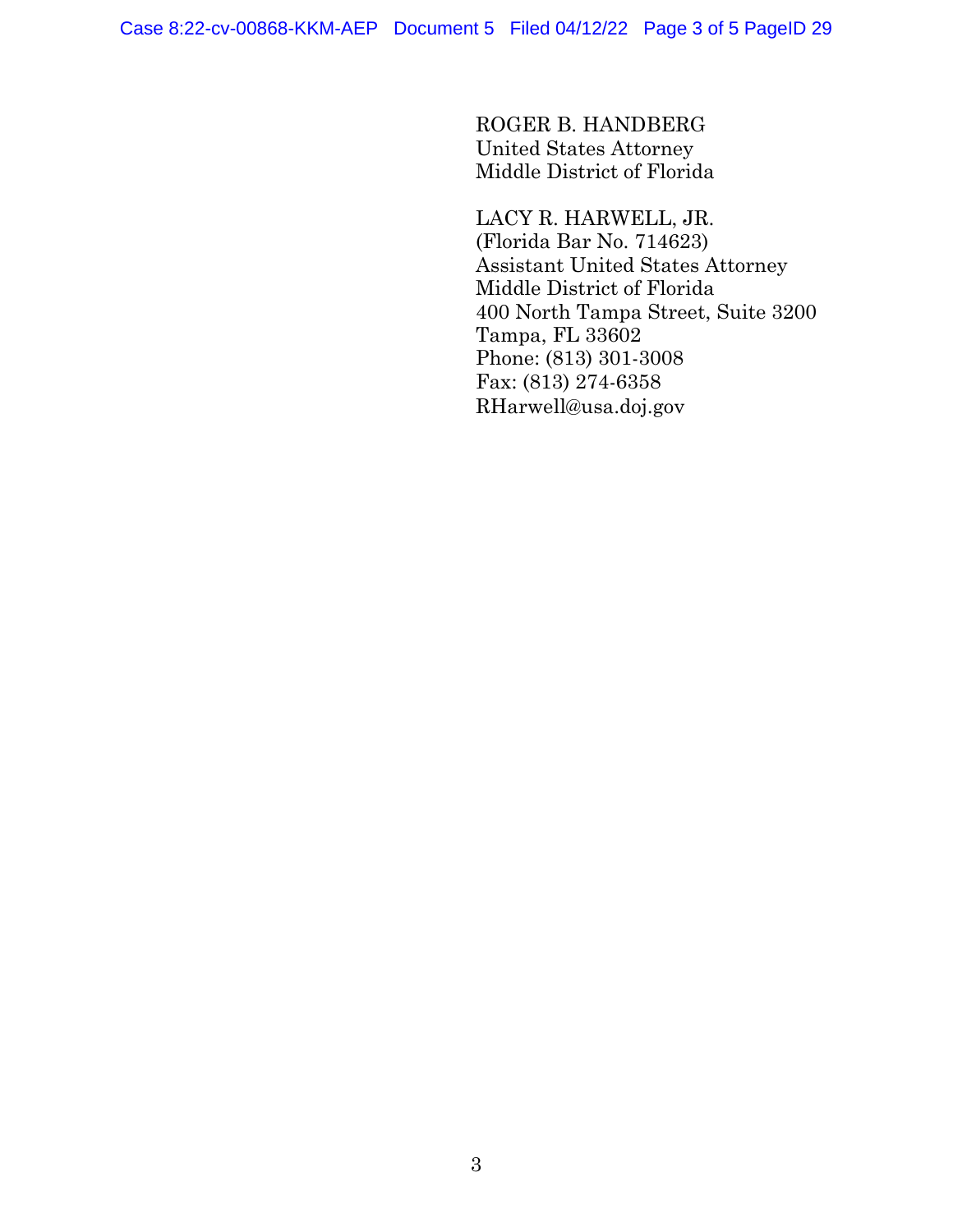ROGER B. HANDBERG
United States Attorney
Middle District of Florida

LACY R. HARWELL, JR.
(Florida Bar No. 714623)
Assistant United States Attorney
Middle District of Florida
400 North Tampa Street, Suite 3200
Tampa, FL 33602
Phone: (813) 301-3008
Fax: (813) 274-6358
RHarwell@usa.doj.gov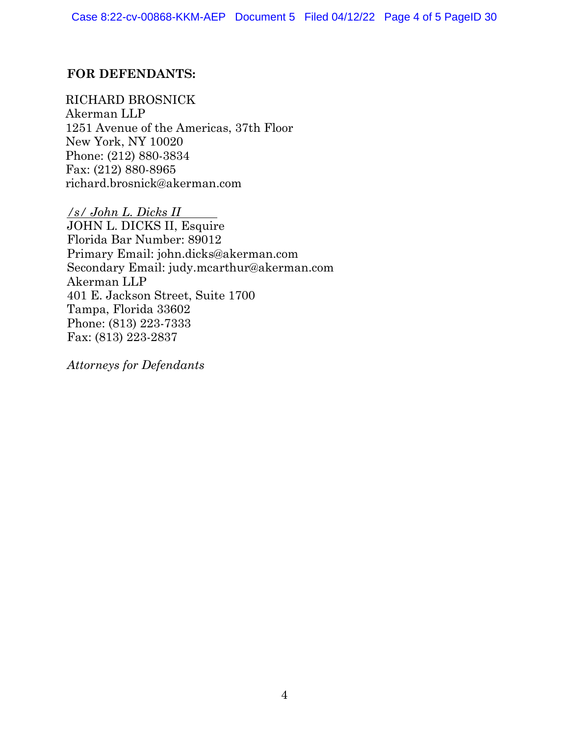**FOR DEFENDANTS:**

RICHARD BROSNICK
Akerman LLP
1251 Avenue of the Americas, 37th Floor
New York, NY 10020
Phone: (212) 880-3834
Fax: (212) 880-8965
richard.brosnick@akerman.com

*/s/ John L. Dicks II*
JOHN L. DICKS II, Esquire
Florida Bar Number: 89012
Primary Email: john.dicks@akerman.com
Secondary Email: judy.mcarthur@akerman.com
Akerman LLP
401 E. Jackson Street, Suite 1700
Tampa, Florida 33602
Phone: (813) 223-7333
Fax: (813) 223-2837

*Attorneys for Defendants*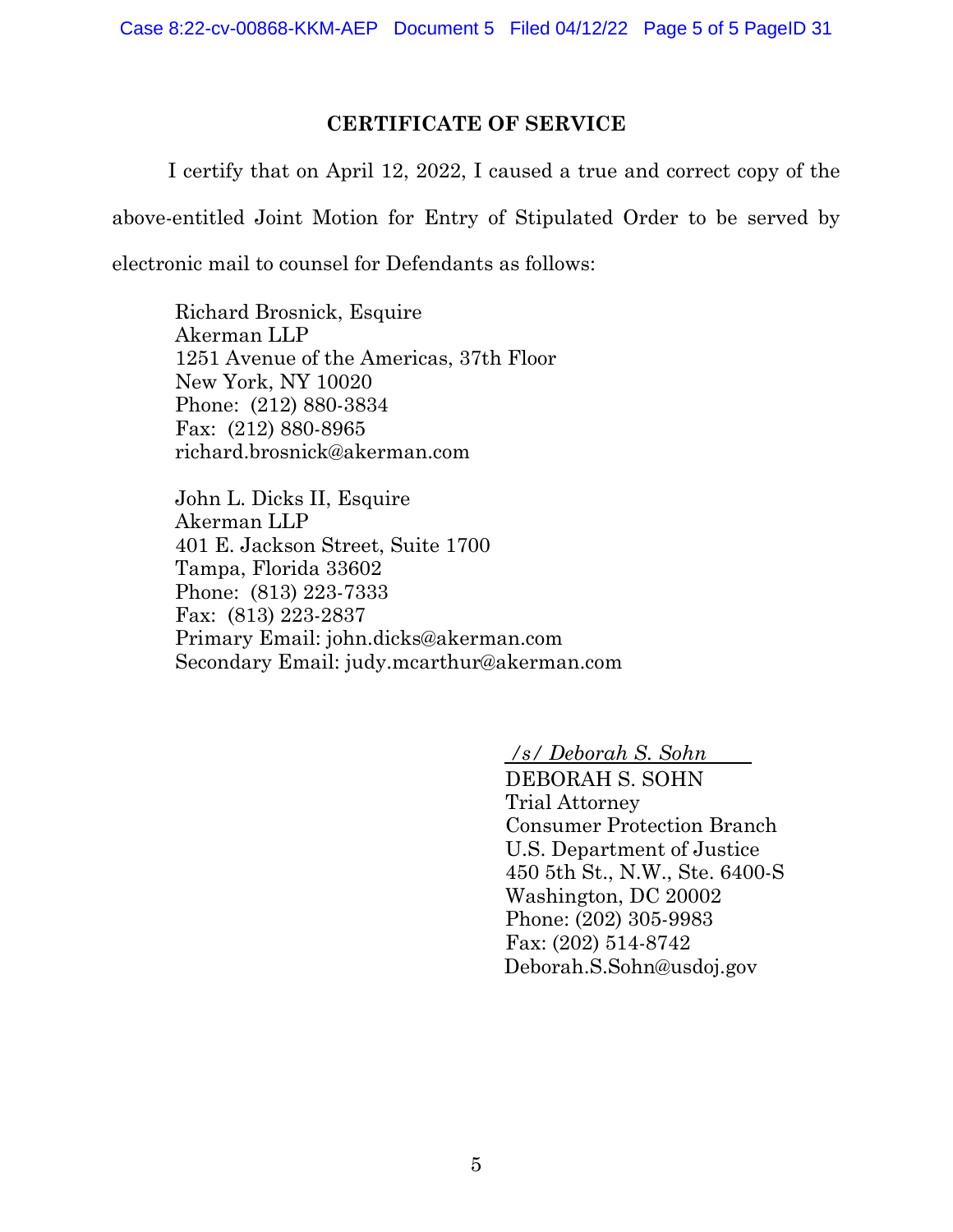## CERTIFICATE OF SERVICE

I certify that on April 12, 2022, I caused a true and correct copy of the above-entitled Joint Motion for Entry of Stipulated Order to be served by electronic mail to counsel for Defendants as follows:

Richard Brosnick, Esquire
Akerman LLP
1251 Avenue of the Americas, 37th Floor
New York, NY 10020
Phone: (212) 880-3834
Fax: (212) 880-8965
richard.brosnick@akerman.com

John L. Dicks II, Esquire
Akerman LLP
401 E. Jackson Street, Suite 1700
Tampa, Florida 33602
Phone: (813) 223-7333
Fax: (813) 223-2837
Primary Email: john.dicks@akerman.com
Secondary Email: judy.mcarthur@akerman.com

*/s/ Deborah S. Sohn*
DEBORAH S. SOHN
Trial Attorney
Consumer Protection Branch
U.S. Department of Justice
450 5th St., N.W., Ste. 6400-S
Washington, DC 20002
Phone: (202) 305-9983
Fax: (202) 514-8742
Deborah.S.Sohn@usdoj.gov